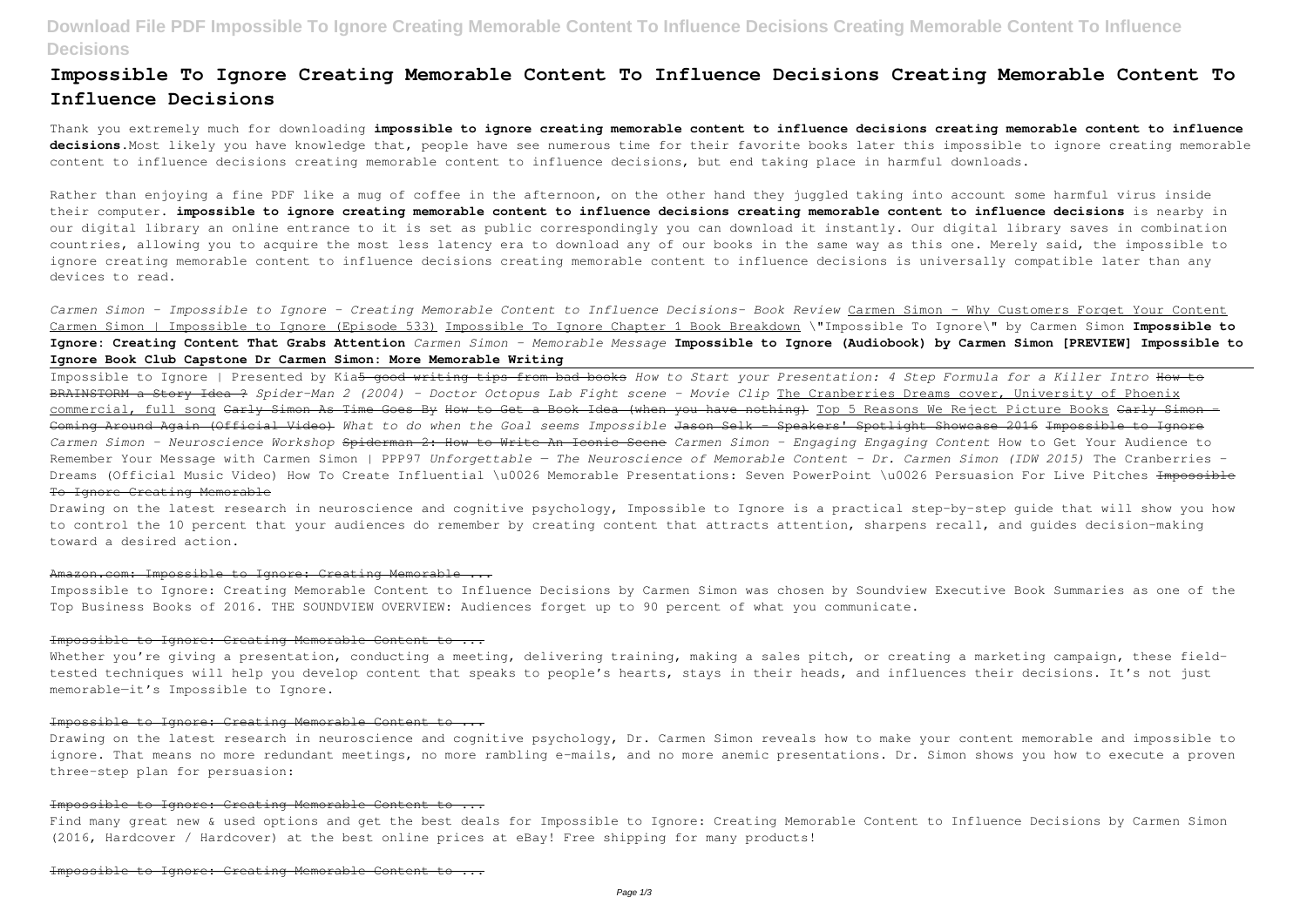# Impossible To Ignore Creating Memorable Content To Influence Decisions Creating Memorable Content To Influence Decisions

Thank you extremely much for downloading **impossible to ignore creating memorable content to influence decisions creating memorable content to influence decisions**.Most likely you have knowledge that, people have see numerous time for their favorite books later this impossible to ignore creating memorable content to influence decisions creating memorable content to influence decisions, but end taking place in harmful downloads.

Rather than enjoying a fine PDF like a mug of coffee in the afternoon, on the other hand they juggled taking into account some harmful virus inside their computer. **impossible to ignore creating memorable content to influence decisions creating memorable content to influence decisions** is nearby in our digital library an online entrance to it is set as public correspondingly you can download it instantly. Our digital library saves in combination countries, allowing you to acquire the most less latency era to download any of our books in the same way as this one. Merely said, the impossible to ignore creating memorable content to influence decisions creating memorable content to influence decisions is universally compatible later than any devices to read.

*Carmen Simon - Impossible to Ignore - Creating Memorable Content to Influence Decisions- Book Review* Carmen Simon - Why Customers Forget Your Content Carmen Simon | Impossible to Ignore (Episode 533) Impossible To Ignore Chapter 1 Book Breakdown \"Impossible To Ignore\" by Carmen Simon **Impossible to Ignore: Creating Content That Grabs Attention** *Carmen Simon - Memorable Message* **Impossible to Ignore (Audiobook) by Carmen Simon [PREVIEW] Impossible to Ignore Book Club Capstone Dr Carmen Simon: More Memorable Writing**

Impossible to Ignore | Presented by Kia~~5 good writing tips from bad books~~ *How to Start your Presentation: 4 Step Formula for a Killer Intro* ~~How to BRAINSTORM a Story Idea ?~~ *Spider-Man 2 (2004) - Doctor Octopus Lab Fight scene - Movie Clip* The Cranberries Dreams cover, University of Phoenix commercial, full song ~~Carly Simon As Time Goes By~~ ~~How to Get a Book Idea (when you have nothing)~~ Top 5 Reasons We Reject Picture Books ~~Carly Simon - Coming Around Again (Official Video)~~ *What to do when the Goal seems Impossible* ~~Jason Selk - Speakers' Spotlight Showcase 2016~~ ~~Impossible to Ignore~~ *Carmen Simon - Neuroscience Workshop* ~~Spiderman 2: How to Write An Iconic Scene~~ *Carmen Simon - Engaging Engaging Content* How to Get Your Audience to Remember Your Message with Carmen Simon | PPP97 *Unforgettable — The Neuroscience of Memorable Content - Dr. Carmen Simon (IDW 2015)* The Cranberries - Dreams (Official Music Video) How To Create Influential \u0026 Memorable Presentations: Seven PowerPoint \u0026 Persuasion For Live Pitches ~~Impossible To Ignore Creating Memorable~~

Drawing on the latest research in neuroscience and cognitive psychology, Impossible to Ignore is a practical step-by-step guide that will show you how to control the 10 percent that your audiences do remember by creating content that attracts attention, sharpens recall, and guides decision-making toward a desired action.

~~Amazon.com: Impossible to Ignore: Creating Memorable ...~~

Impossible to Ignore: Creating Memorable Content to Influence Decisions by Carmen Simon was chosen by Soundview Executive Book Summaries as one of the Top Business Books of 2016. THE SOUNDVIEW OVERVIEW: Audiences forget up to 90 percent of what you communicate.

~~Impossible to Ignore: Creating Memorable Content to ...~~

Whether you're giving a presentation, conducting a meeting, delivering training, making a sales pitch, or creating a marketing campaign, these field-tested techniques will help you develop content that speaks to people's hearts, stays in their heads, and influences their decisions. It's not just memorable—it's Impossible to Ignore.

~~Impossible to Ignore: Creating Memorable Content to ...~~

Drawing on the latest research in neuroscience and cognitive psychology, Dr. Carmen Simon reveals how to make your content memorable and impossible to ignore. That means no more redundant meetings, no more rambling e-mails, and no more anemic presentations. Dr. Simon shows you how to execute a proven three-step plan for persuasion:

~~Impossible to Ignore: Creating Memorable Content to ...~~

Find many great new & used options and get the best deals for Impossible to Ignore: Creating Memorable Content to Influence Decisions by Carmen Simon (2016, Hardcover / Hardcover) at the best online prices at eBay! Free shipping for many products!

~~Impossible to Ignore: Creating Memorable Content to ...~~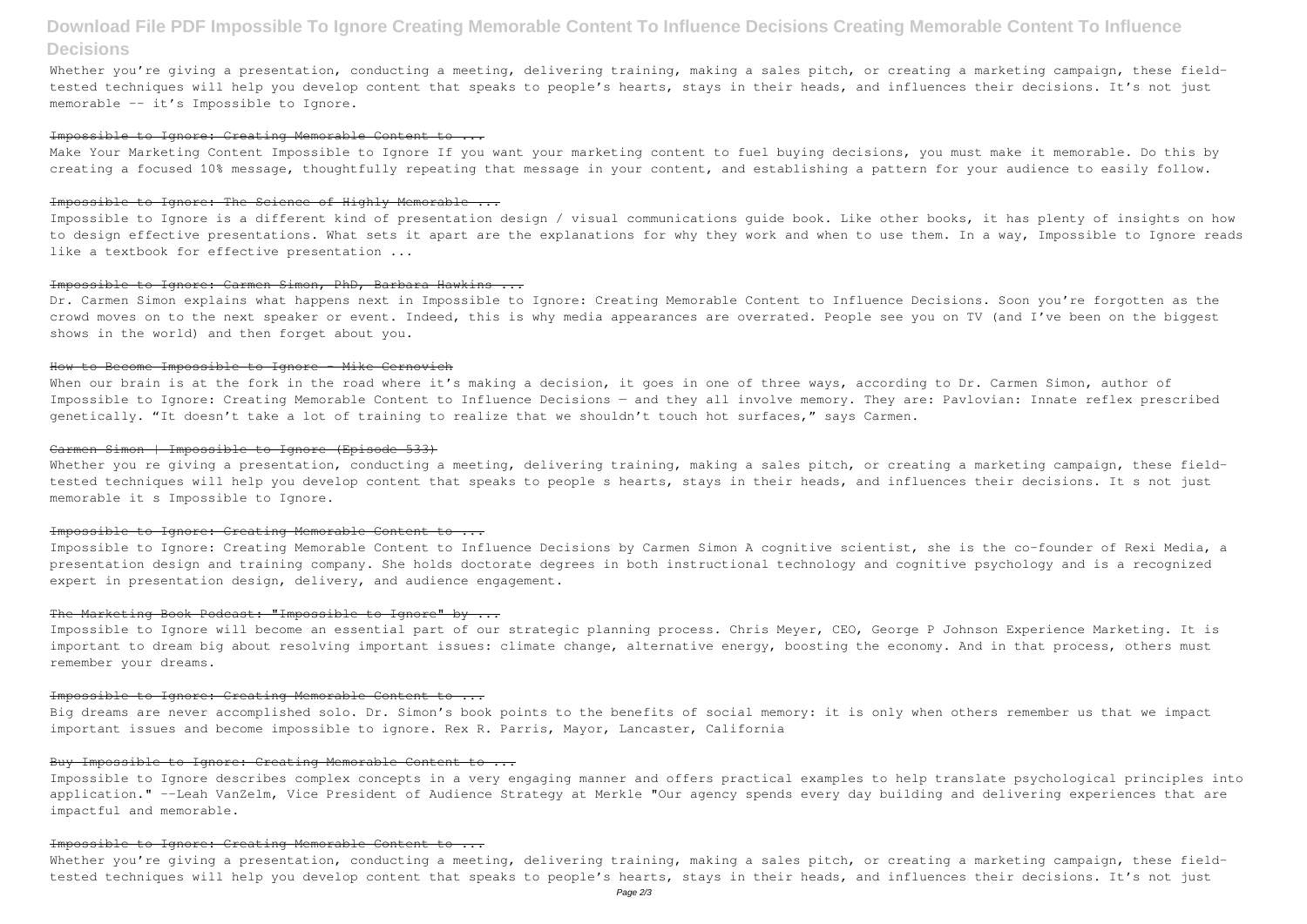Whether you're giving a presentation, conducting a meeting, delivering training, making a sales pitch, or creating a marketing campaign, these field-tested techniques will help you develop content that speaks to people's hearts, stays in their heads, and influences their decisions. It's not just memorable -- it's Impossible to Ignore.

### ~~Impossible to Ignore: Creating Memorable Content to ...~~

Make Your Marketing Content Impossible to Ignore If you want your marketing content to fuel buying decisions, you must make it memorable. Do this by creating a focused 10% message, thoughtfully repeating that message in your content, and establishing a pattern for your audience to easily follow.

### ~~Impossible to Ignore: The Science of Highly Memorable ...~~

Impossible to Ignore is a different kind of presentation design / visual communications guide book. Like other books, it has plenty of insights on how to design effective presentations. What sets it apart are the explanations for why they work and when to use them. In a way, Impossible to Ignore reads like a textbook for effective presentation ...

### ~~Impossible to Ignore: Carmen Simon, PhD, Barbara Hawkins ...~~

Dr. Carmen Simon explains what happens next in Impossible to Ignore: Creating Memorable Content to Influence Decisions. Soon you're forgotten as the crowd moves on to the next speaker or event. Indeed, this is why media appearances are overrated. People see you on TV (and I've been on the biggest shows in the world) and then forget about you.

### ~~How to Become Impossible to Ignore - Mike Cernovich~~

When our brain is at the fork in the road where it's making a decision, it goes in one of three ways, according to Dr. Carmen Simon, author of Impossible to Ignore: Creating Memorable Content to Influence Decisions — and they all involve memory. They are: Pavlovian: Innate reflex prescribed genetically. "It doesn't take a lot of training to realize that we shouldn't touch hot surfaces," says Carmen.

### ~~Carmen Simon | Impossible to Ignore (Episode 533)~~

Whether you re giving a presentation, conducting a meeting, delivering training, making a sales pitch, or creating a marketing campaign, these field-tested techniques will help you develop content that speaks to people s hearts, stays in their heads, and influences their decisions. It s not just memorable it s Impossible to Ignore.

### ~~Impossible to Ignore: Creating Memorable Content to ...~~

Impossible to Ignore: Creating Memorable Content to Influence Decisions by Carmen Simon A cognitive scientist, she is the co-founder of Rexi Media, a presentation design and training company. She holds doctorate degrees in both instructional technology and cognitive psychology and is a recognized expert in presentation design, delivery, and audience engagement.

### ~~The Marketing Book Podcast: "Impossible to Ignore" by ...~~

Impossible to Ignore will become an essential part of our strategic planning process. Chris Meyer, CEO, George P Johnson Experience Marketing. It is important to dream big about resolving important issues: climate change, alternative energy, boosting the economy. And in that process, others must remember your dreams.

### ~~Impossible to Ignore: Creating Memorable Content to ...~~

Big dreams are never accomplished solo. Dr. Simon's book points to the benefits of social memory: it is only when others remember us that we impact important issues and become impossible to ignore. Rex R. Parris, Mayor, Lancaster, California

### ~~Buy Impossible to Ignore: Creating Memorable Content to ...~~

Impossible to Ignore describes complex concepts in a very engaging manner and offers practical examples to help translate psychological principles into application." --Leah VanZelm, Vice President of Audience Strategy at Merkle "Our agency spends every day building and delivering experiences that are impactful and memorable.

### ~~Impossible to Ignore: Creating Memorable Content to ...~~

Whether you're giving a presentation, conducting a meeting, delivering training, making a sales pitch, or creating a marketing campaign, these field-tested techniques will help you develop content that speaks to people's hearts, stays in their heads, and influences their decisions. It's not just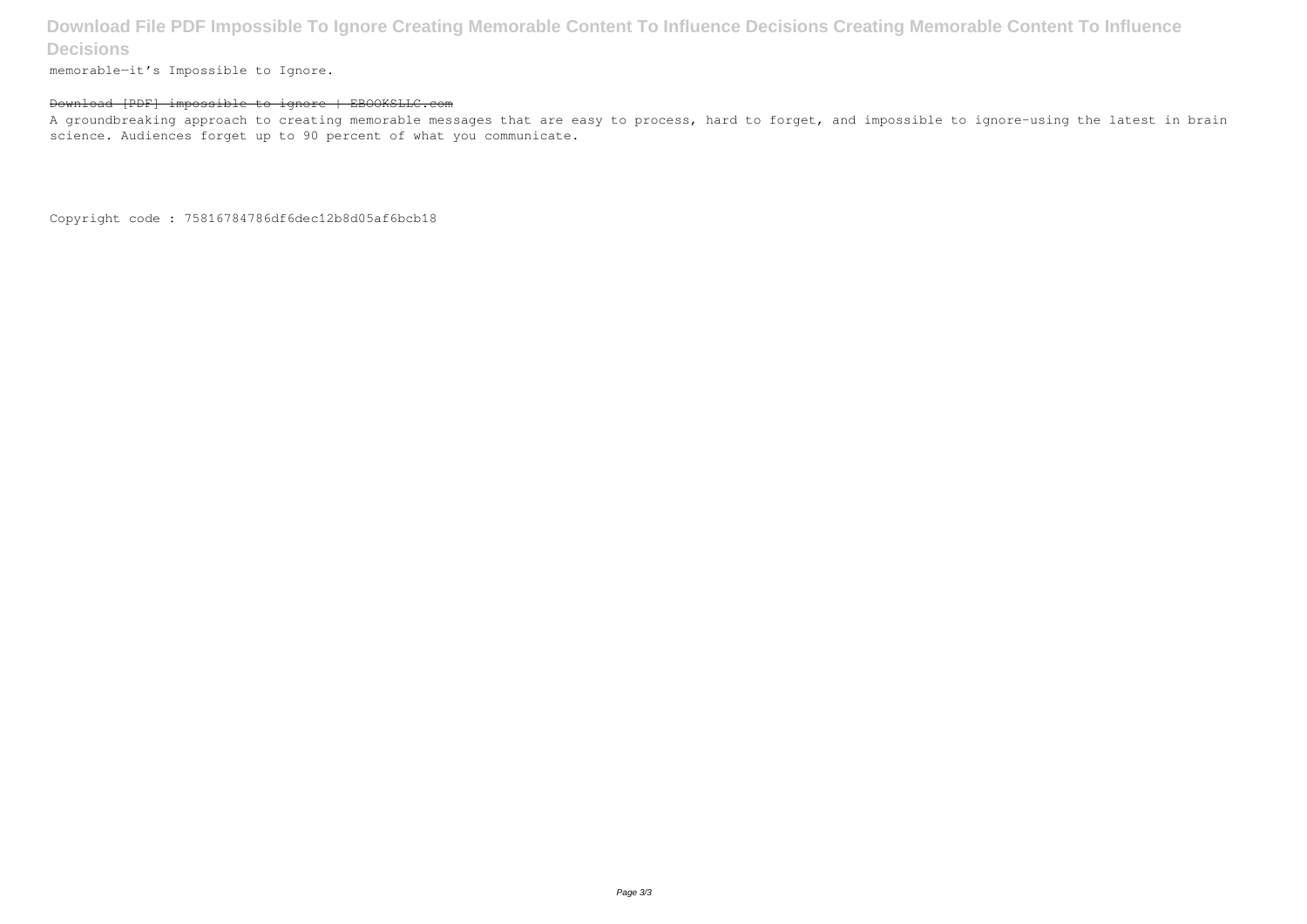memorable—it's Impossible to Ignore.

~~Download [PDF] impossible to ignore | EBOOKSLLC.com~~

A groundbreaking approach to creating memorable messages that are easy to process, hard to forget, and impossible to ignore—using the latest in brain science. Audiences forget up to 90 percent of what you communicate.

Copyright code : 75816784786df6dec12b8d05af6bcb18